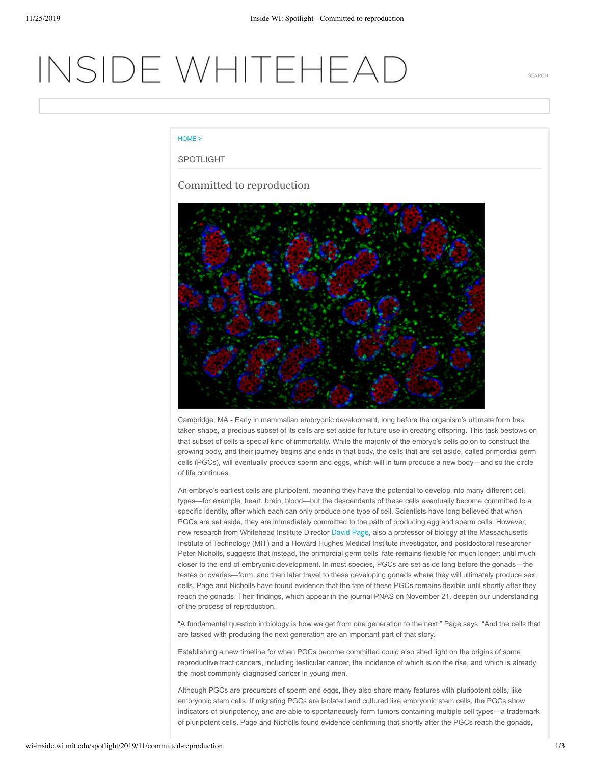# INSIDE WHITEHEAD

HOME >

SPOTLIGHT

## Committed to reproduction

Cambridge, MA - Early in mammalian embryonic development, long before the organism's ultimate form has taken shape, a precious subset of its cells are set aside for future use in creating offspring. This task bestows on that subset of cells a special kind of immortality. While the majority of the embryo's cells go on to construct the growing body, and their journey begins and ends in that body, the cells that are set aside, called primordial germ cells (PGCs), will eventually produce sperm and eggs, which will in turn produce a new body—and so the circle of life continues.

An embryo's earliest cells are pluripotent, meaning they have the potential to develop into many different cell types—for example, heart, brain, blood—but the descendants of these cells eventually become committed to a specific identity, after which each can only produce one type of cell. Scientists have long believed that when PGCs are set aside, they are immediately committed to the path of producing egg and sperm cells. However, new research from Whitehead Institute Director David Page, also a professor of biology at the Massachusetts Institute of Technology (MIT) and a Howard Hughes Medical Institute investigator, and postdoctoral researcher Peter Nicholls, suggests that instead, the primordial germ cells' fate remains flexible for much longer: until much closer to the end of embryonic development. In most species, PGCs are set aside long before the gonads—the testes or ovaries—form, and then later travel to these developing gonads where they will ultimately produce sex cells. Page and Nicholls have found evidence that the fate of these PGCs remains flexible until shortly after they reach the gonads. Their findings, which appear in the journal PNAS on November 21, deepen our understanding of the process of reproduction.

"A fundamental question in biology is how we get from one generation to the next," Page says. "And the cells that are tasked with producing the next generation are an important part of that story."

Establishing a new timeline for when PGCs become committed could also shed light on the origins of some reproductive tract cancers, including testicular cancer, the incidence of which is on the rise, and which is already the most commonly diagnosed cancer in young men.

Although PGCs are precursors of sperm and eggs, they also share many features with pluripotent cells, like embryonic stem cells. If migrating PGCs are isolated and cultured like embryonic stem cells, the PGCs show indicators of pluripotency, and are able to spontaneously form tumors containing multiple cell types—a trademark of pluripotent cells. Page and Nicholls found evidence confirming that shortly after the PGCs reach the gonads,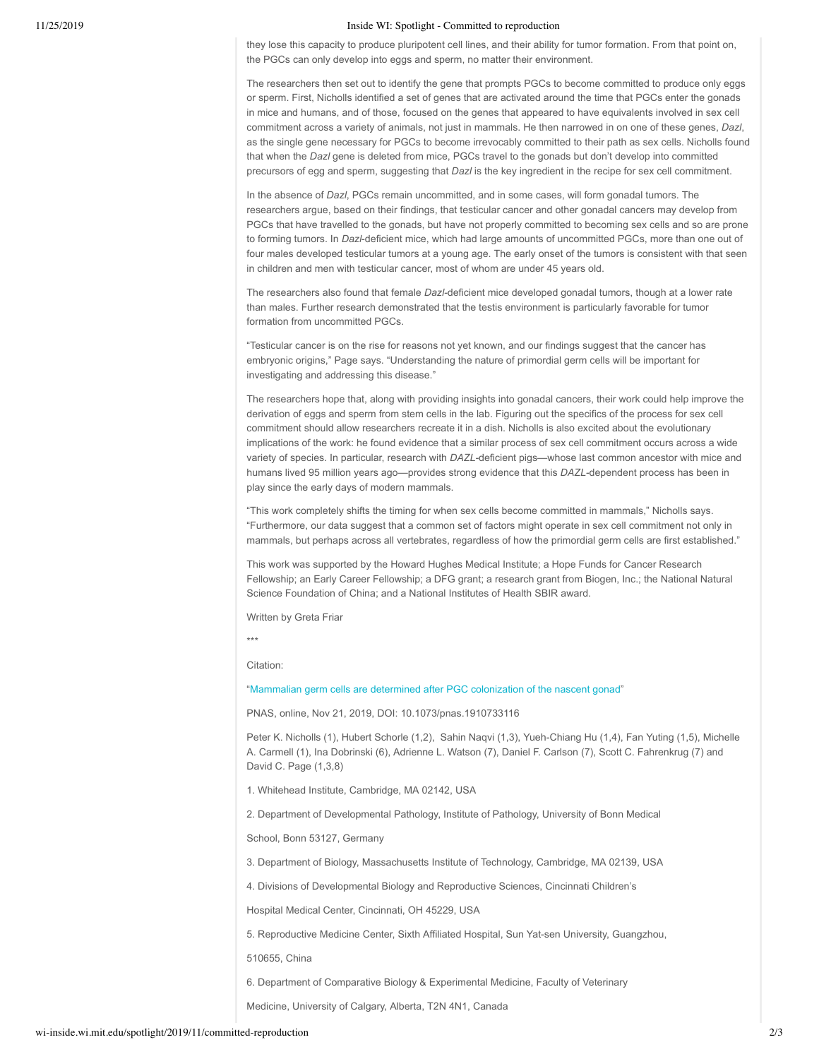they lose this capacity to produce pluripotent cell lines, and their ability for tumor formation. From that point on, the PGCs can only develop into eggs and sperm, no matter their environment.

The researchers then set out to identify the gene that prompts PGCs to become committed to produce only eggs or sperm. First, Nicholls identified a set of genes that are activated around the time that PGCs enter the gonads in mice and humans, and of those, focused on the genes that appeared to have equivalents involved in sex cell commitment across a variety of animals, not just in mammals. He then narrowed in on one of these genes, *Dazl*, as the single gene necessary for PGCs to become irrevocably committed to their path as sex cells. Nicholls found that when the *Dazl* gene is deleted from mice, PGCs travel to the gonads but don't develop into committed precursors of egg and sperm, suggesting that *Dazl* is the key ingredient in the recipe for sex cell commitment.

In the absence of *Dazl*, PGCs remain uncommitted, and in some cases, will form gonadal tumors. The researchers argue, based on their findings, that testicular cancer and other gonadal cancers may develop from PGCs that have travelled to the gonads, but have not properly committed to becoming sex cells and so are prone to forming tumors. In *Dazl*-deficient mice, which had large amounts of uncommitted PGCs, more than one out of four males developed testicular tumors at a young age. The early onset of the tumors is consistent with that seen in children and men with testicular cancer, most of whom are under 45 years old.

The researchers also found that female *Dazl*-deficient mice developed gonadal tumors, though at a lower rate than males. Further research demonstrated that the testis environment is particularly favorable for tumor formation from uncommitted PGCs.

"Testicular cancer is on the rise for reasons not yet known, and our findings suggest that the cancer has embryonic origins," Page says. "Understanding the nature of primordial germ cells will be important for investigating and addressing this disease."

The researchers hope that, along with providing insights into gonadal cancers, their work could help improve the derivation of eggs and sperm from stem cells in the lab. Figuring out the specifics of the process for sex cell commitment should allow researchers recreate it in a dish. Nicholls is also excited about the evolutionary implications of the work: he found evidence that a similar process of sex cell commitment occurs across a wide variety of species. In particular, research with *DAZL*-deficient pigs—whose last common ancestor with mice and humans lived 95 million years ago—provides strong evidence that this *DAZL*-dependent process has been in play since the early days of modern mammals.

"This work completely shifts the timing for when sex cells become committed in mammals," Nicholls says. "Furthermore, our data suggest that a common set of factors might operate in sex cell commitment not only in mammals, but perhaps across all vertebrates, regardless of how the primordial germ cells are first established."

This work was supported by the Howard Hughes Medical Institute; a Hope Funds for Cancer Research Fellowship; an Early Career Fellowship; a DFG grant; a research grant from Biogen, Inc.; the National Natural Science Foundation of China; and a National Institutes of Health SBIR award.

Written by Greta Friar

***

Citation:

"Mammalian germ cells are determined after PGC colonization of the nascent gonad"

PNAS, online, Nov 21, 2019, DOI: 10.1073/pnas.1910733116

Peter K. Nicholls (1), Hubert Schorle (1,2), Sahin Naqvi (1,3), Yueh-Chiang Hu (1,4), Fan Yuting (1,5), Michelle A. Carmell (1), Ina Dobrinski (6), Adrienne L. Watson (7), Daniel F. Carlson (7), Scott C. Fahrenkrug (7) and David C. Page (1,3,8)

1. Whitehead Institute, Cambridge, MA 02142, USA

2. Department of Developmental Pathology, Institute of Pathology, University of Bonn Medical School, Bonn 53127, Germany

3. Department of Biology, Massachusetts Institute of Technology, Cambridge, MA 02139, USA

4. Divisions of Developmental Biology and Reproductive Sciences, Cincinnati Children's Hospital Medical Center, Cincinnati, OH 45229, USA

5. Reproductive Medicine Center, Sixth Affiliated Hospital, Sun Yat-sen University, Guangzhou, 510655, China

6. Department of Comparative Biology & Experimental Medicine, Faculty of Veterinary Medicine, University of Calgary, Alberta, T2N 4N1, Canada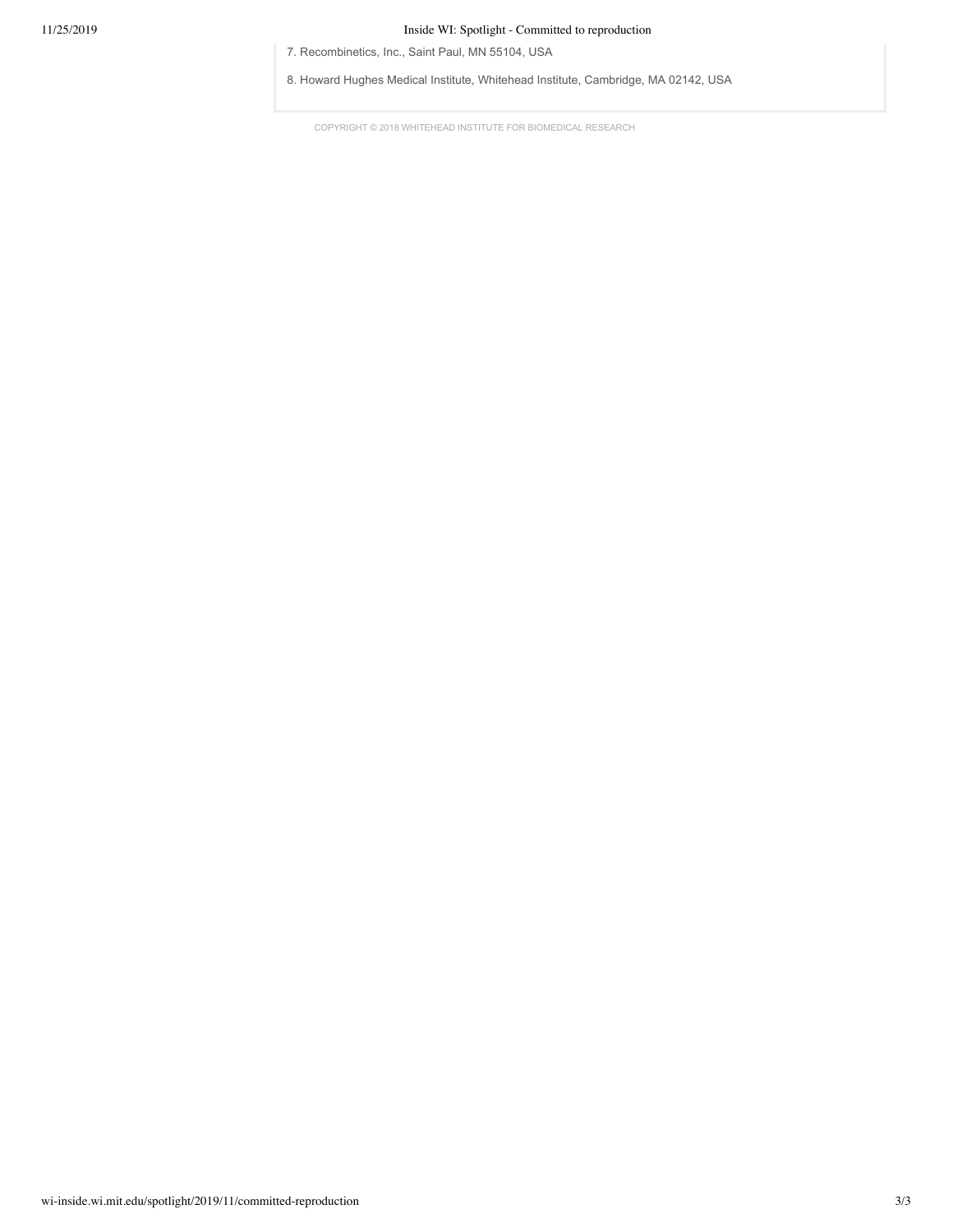7. Recombinetics, Inc., Saint Paul, MN 55104, USA

8. Howard Hughes Medical Institute, Whitehead Institute, Cambridge, MA 02142, USA

COPYRIGHT © 2018 WHITEHEAD INSTITUTE FOR BIOMEDICAL RESEARCH